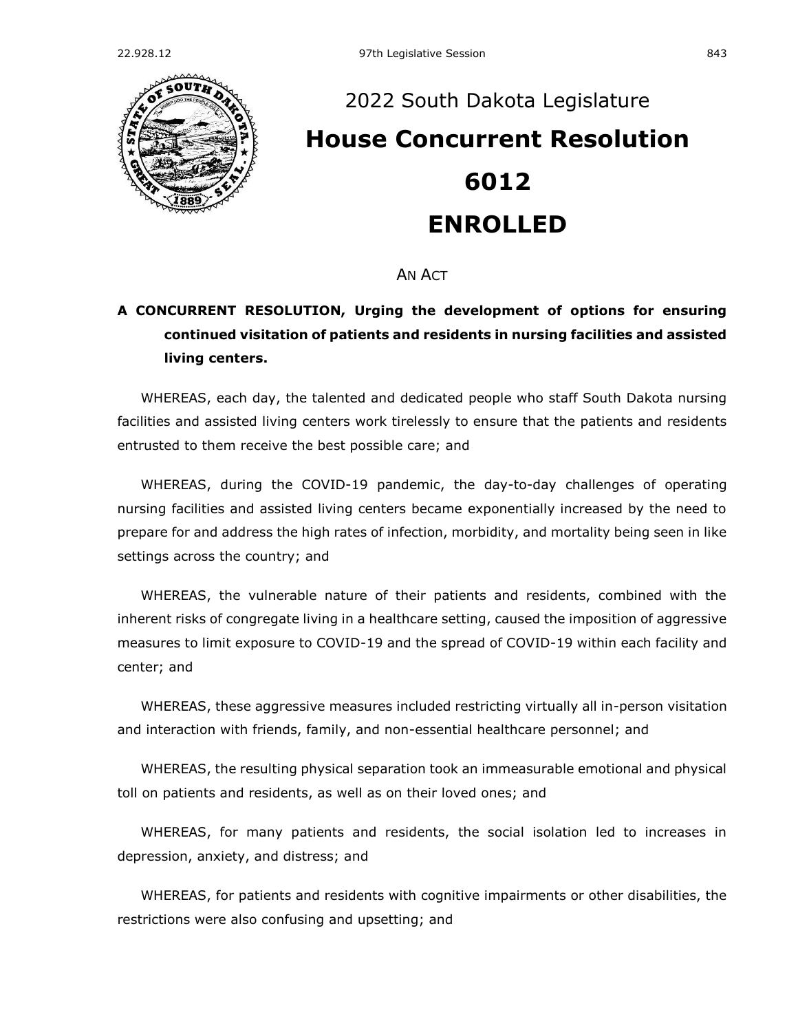# 2022 South Dakota Legislature

# House Concurrent Resolution 6012

# ENROLLED

AN ACT

**A CONCURRENT RESOLUTION, Urging the development of options for ensuring continued visitation of patients and residents in nursing facilities and assisted living centers.**

WHEREAS, each day, the talented and dedicated people who staff South Dakota nursing facilities and assisted living centers work tirelessly to ensure that the patients and residents entrusted to them receive the best possible care; and

WHEREAS, during the COVID-19 pandemic, the day-to-day challenges of operating nursing facilities and assisted living centers became exponentially increased by the need to prepare for and address the high rates of infection, morbidity, and mortality being seen in like settings across the country; and

WHEREAS, the vulnerable nature of their patients and residents, combined with the inherent risks of congregate living in a healthcare setting, caused the imposition of aggressive measures to limit exposure to COVID-19 and the spread of COVID-19 within each facility and center; and

WHEREAS, these aggressive measures included restricting virtually all in-person visitation and interaction with friends, family, and non-essential healthcare personnel; and

WHEREAS, the resulting physical separation took an immeasurable emotional and physical toll on patients and residents, as well as on their loved ones; and

WHEREAS, for many patients and residents, the social isolation led to increases in depression, anxiety, and distress; and

WHEREAS, for patients and residents with cognitive impairments or other disabilities, the restrictions were also confusing and upsetting; and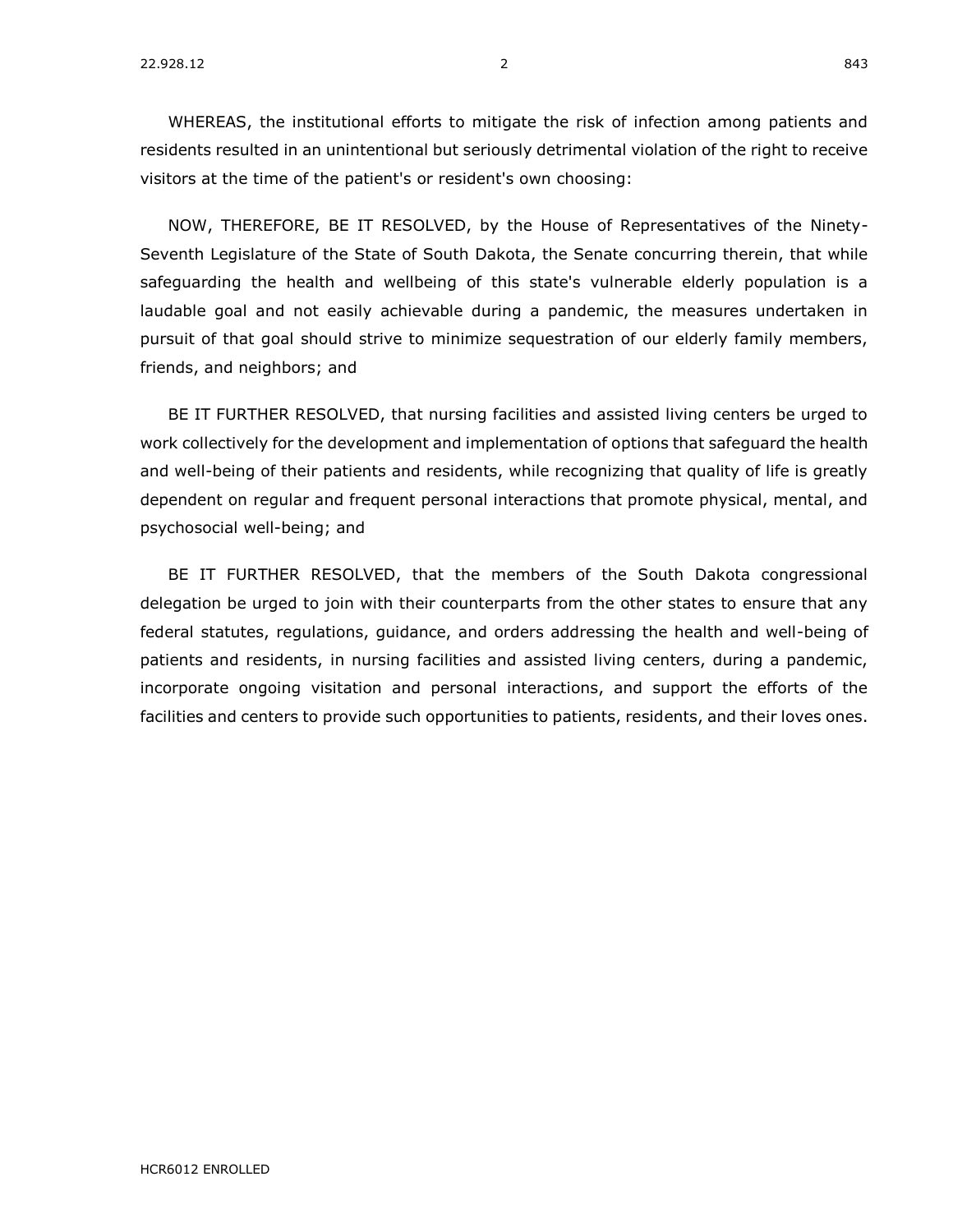WHEREAS, the institutional efforts to mitigate the risk of infection among patients and residents resulted in an unintentional but seriously detrimental violation of the right to receive visitors at the time of the patient's or resident's own choosing:

NOW, THEREFORE, BE IT RESOLVED, by the House of Representatives of the Ninety-Seventh Legislature of the State of South Dakota, the Senate concurring therein, that while safeguarding the health and wellbeing of this state's vulnerable elderly population is a laudable goal and not easily achievable during a pandemic, the measures undertaken in pursuit of that goal should strive to minimize sequestration of our elderly family members, friends, and neighbors; and

BE IT FURTHER RESOLVED, that nursing facilities and assisted living centers be urged to work collectively for the development and implementation of options that safeguard the health and well-being of their patients and residents, while recognizing that quality of life is greatly dependent on regular and frequent personal interactions that promote physical, mental, and psychosocial well-being; and

BE IT FURTHER RESOLVED, that the members of the South Dakota congressional delegation be urged to join with their counterparts from the other states to ensure that any federal statutes, regulations, guidance, and orders addressing the health and well-being of patients and residents, in nursing facilities and assisted living centers, during a pandemic, incorporate ongoing visitation and personal interactions, and support the efforts of the facilities and centers to provide such opportunities to patients, residents, and their loves ones.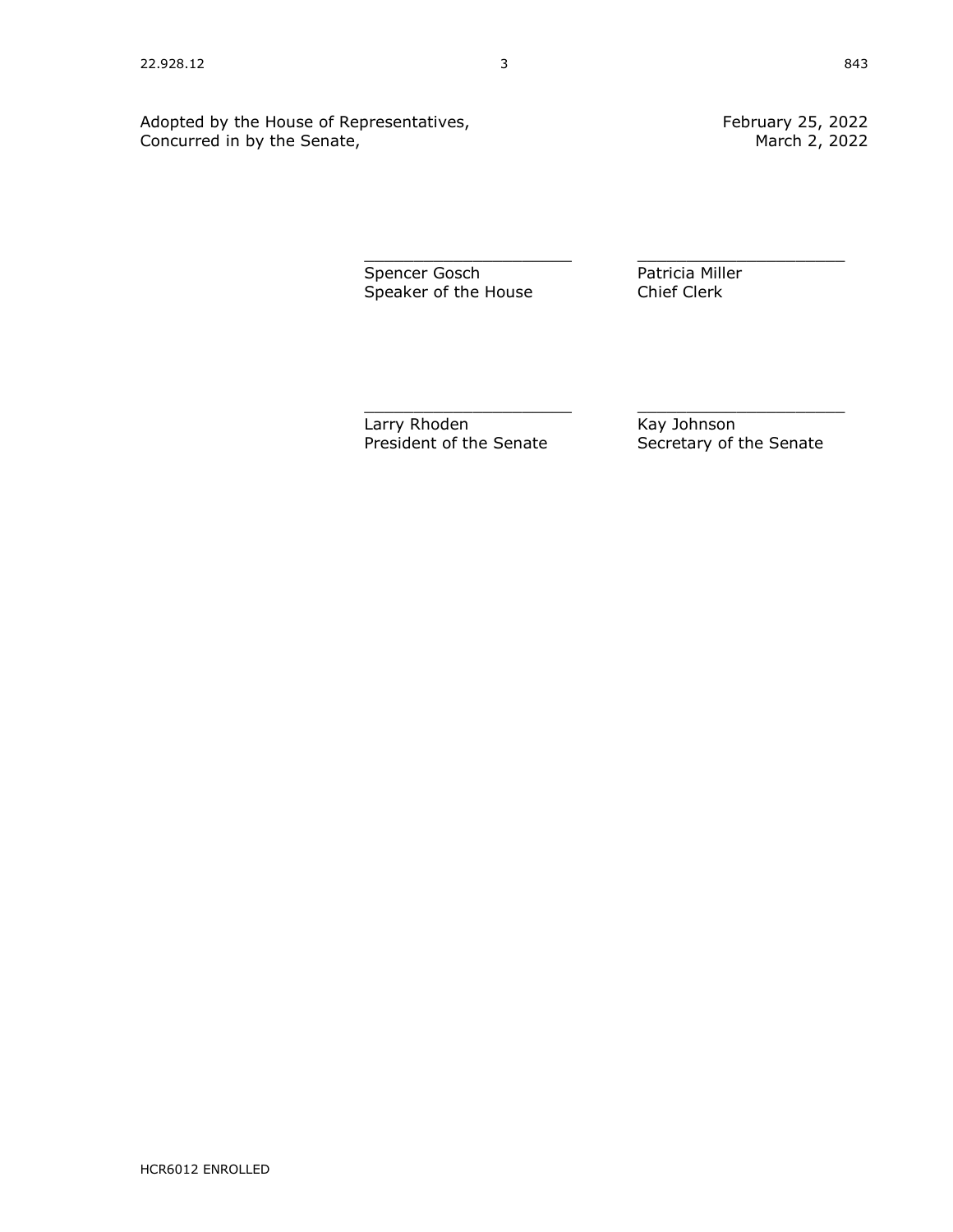Adopted by the House of Representatives, February 25, 2022
Concurred in by the Senate, March 2, 2022

| | |
|---|---|
| \_\_\_\_\_\_\_\_\_\_\_\_\_\_\_\_\_\_\_\_\_\_ | \_\_\_\_\_\_\_\_\_\_\_\_\_\_\_\_\_\_\_\_\_\_ |
| Spencer Gosch | Patricia Miller |
| Speaker of the House | Chief Clerk |
| \_\_\_\_\_\_\_\_\_\_\_\_\_\_\_\_\_\_\_\_\_\_ | \_\_\_\_\_\_\_\_\_\_\_\_\_\_\_\_\_\_\_\_\_\_ |
| Larry Rhoden | Kay Johnson |
| President of the Senate | Secretary of the Senate |

HCR6012 ENROLLED